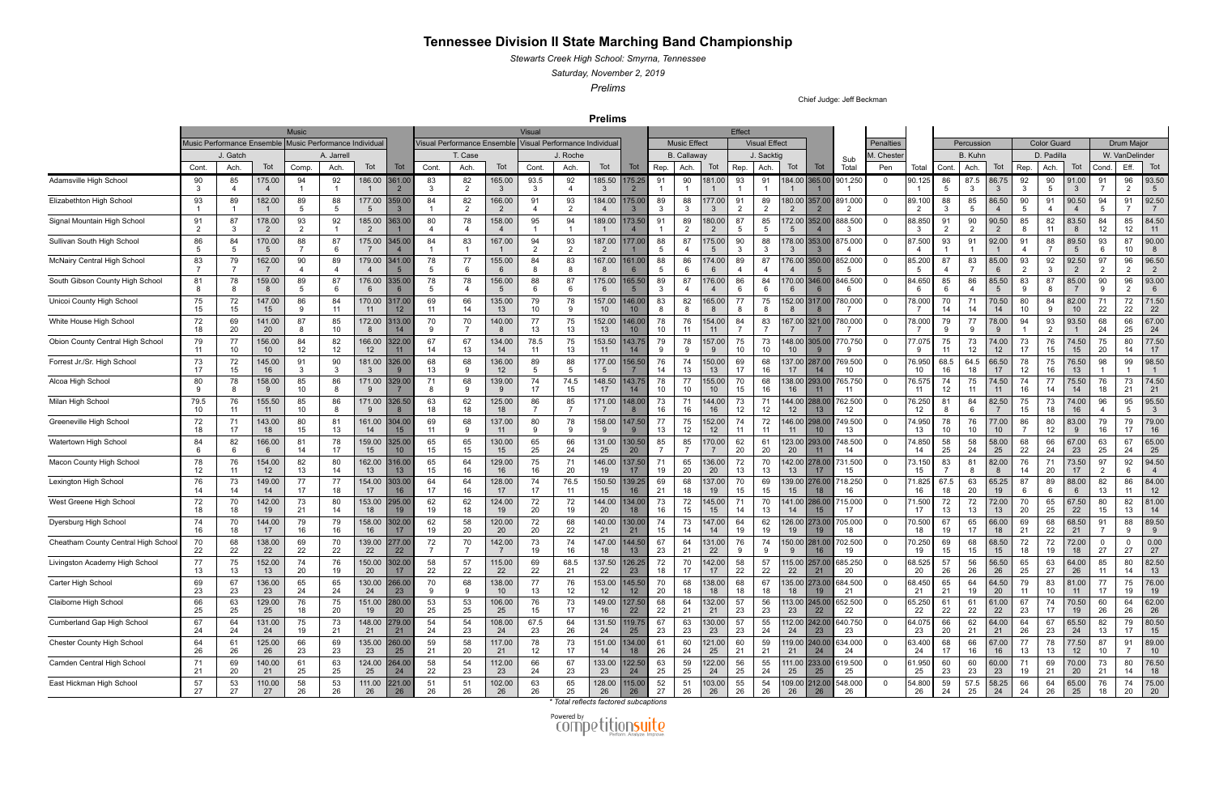# Tennessee Division II State Marching Band Championship

*Stewarts Creek High School: Smyrna, Tennessee*

*Saturday, November 2, 2019*

*Prelims*

Chief Judge: Jeff Beckman

## Prelims

Each score is followed by its rank in parentheses.

| | Music | | | | | | | Visual | | | | | | | Effect | | | | | | | | Penalties | | Percussion | | | Color Guard | | | Drum Major | | |
|---|---|---|---|---|---|---|---|---|---|---|---|---|---|---|---|---|---|---|---|---|---|---|---|---|---|---|---|---|---|---|---|---|---|
| | Music Performance Ensemble | | | Music Performance Individual | | | | Visual Performance Ensemble | | | Visual Performance Individual | | | | Music Effect | | | Visual Effect | | | | Sub | M. Chester | Total | B. Kuhn | | | D. Padilla | | | W. VanDelinder | | |
| | J. Gatch | | | A. Jarrell | | | | T. Case | | | J. Roche | | | | B. Callaway | | | J. Sacktig | | | | Total | | | | | | | | | | | |
| | Cont. | Ach. | Tot | Comp. | Ach. | Tot | Tot | Cont. | Ach. | Tot | Cont. | Ach. | Tot | Tot | Rep. | Ach. | Tot | Rep. | Ach. | Tot | Tot | | Pen | | Cont. | Ach. | Tot | Rep. | Ach. | Tot | Cond. | Eff. | Tot |
| Adamsville High School | 90 (3) | 85 (4) | 175.00 (4) | 94 (1) | 92 (1) | 186.00 (1) | 361.00 (2) | 83 (3) | 82 (2) | 165.00 (3) | 93.5 (3) | 92 (4) | 185.50 (3) | 175.25 (2) | 91 (1) | 90 (1) | 181.00 (1) | 93 (1) | 91 (1) | 184.00 (1) | 365.00 (1) | 901.250 (1) | 0 | 90.125 (1) | 86 (5) | 87.5 (3) | 86.75 (3) | 92 (3) | 90 (5) | 91.00 (3) | 91 (7) | 96 (2) | 93.50 (5) |
| Elizabethton High School | 93 (1) | 89 (1) | 182.00 (1) | 89 (5) | 88 (5) | 177.00 (5) | 359.00 (3) | 84 (1) | 82 (2) | 166.00 (2) | 91 (4) | 93 (2) | 184.00 (4) | 175.00 (3) | 89 (3) | 88 (3) | 177.00 (3) | 91 (2) | 89 (2) | 180.00 (2) | 357.00 (2) | 891.000 (2) | 0 | 89.100 (2) | 88 (3) | 85 (5) | 86.50 (4) | 90 (5) | 91 (4) | 90.50 (4) | 94 (5) | 91 (7) | 92.50 (7) |
| Signal Mountain High School | 91 (2) | 87 (3) | 178.00 (2) | 93 (2) | 92 (1) | 185.00 (2) | 363.00 (1) | 80 (4) | 78 (4) | 158.00 (4) | 95 (1) | 94 (1) | 189.00 (1) | 173.50 (4) | 91 (1) | 89 (2) | 180.00 (2) | 87 (5) | 85 (5) | 172.00 (5) | 352.00 (4) | 888.500 (3) | 0 | 88.850 (3) | 91 (2) | 90 (2) | 90.50 (2) | 85 (8) | 82 (11) | 83.50 (8) | 84 (12) | 85 (12) | 84.50 (11) |
| Sullivan South High School | 86 (5) | 84 (5) | 170.00 (5) | 88 (7) | 87 (6) | 175.00 (7) | 345.00 (4) | 84 (1) | 83 (1) | 167.00 (1) | 94 (2) | 93 (2) | 187.00 (2) | 177.00 (1) | 88 (5) | 87 (4) | 175.00 (5) | 90 (3) | 88 (3) | 178.00 (3) | 353.00 (3) | 875.000 (4) | 0 | 87.500 (4) | 93 (1) | 91 (1) | 92.00 (1) | 91 (4) | 88 (7) | 89.50 (5) | 93 (6) | 87 (10) | 90.00 (8) |
| McNairy Central High School | 83 (7) | 79 (7) | 162.00 (7) | 90 (4) | 89 (4) | 179.00 (4) | 341.00 (5) | 78 (5) | 77 (6) | 155.00 (6) | 84 (8) | 83 (8) | 167.00 (8) | 161.00 (6) | 88 (5) | 86 (6) | 174.00 (6) | 89 (4) | 87 (4) | 176.00 (4) | 350.00 (5) | 852.000 (5) | 0 | 85.200 (5) | 87 (4) | 83 (7) | 85.00 (6) | 93 (2) | 92 (3) | 92.50 (2) | 97 (2) | 96 (2) | 96.50 (2) |
| South Gibson County High School | 81 (8) | 78 (8) | 159.00 (8) | 89 (5) | 87 (6) | 176.00 (6) | 335.00 (6) | 78 (5) | 78 (4) | 156.00 (5) | 88 (6) | 87 (6) | 175.00 (6) | 165.50 (5) | 89 (3) | 87 (4) | 176.00 (4) | 86 (6) | 84 (6) | 170.00 (6) | 346.00 (6) | 846.500 (6) | 0 | 84.650 (6) | 85 (6) | 86 (4) | 85.50 (5) | 83 (9) | 87 (8) | 85.00 (7) | 90 (9) | 96 (2) | 93.00 (6) |
| Unicoi County High School | 75 (15) | 72 (15) | 147.00 (15) | 86 (9) | 84 (11) | 170.00 (11) | 317.00 (12) | 69 (11) | 66 (14) | 135.00 (13) | 79 (10) | 78 (9) | 157.00 (10) | 146.00 (10) | 83 (8) | 82 (8) | 165.00 (8) | 77 (8) | 75 (8) | 152.00 (8) | 317.00 (8) | 780.000 (7) | 0 | 78.000 (7) | 70 (14) | 71 (14) | 70.50 (14) | 80 (10) | 84 (9) | 82.00 (10) | 71 (22) | 72 (22) | 71.50 (22) |
| White House High School | 72 (18) | 69 (20) | 141.00 (20) | 87 (8) | 85 (10) | 172.00 (8) | 313.00 (14) | 70 (9) | 70 (7) | 140.00 (8) | 77 (13) | 75 (13) | 152.00 (13) | 146.00 (10) | 78 (10) | 76 (11) | 154.00 (11) | 84 (7) | 83 (7) | 167.00 (7) | 321.00 (7) | 780.000 (7) | 0 | 78.000 (7) | 79 (9) | 77 (9) | 78.00 (9) | 94 (1) | 93 (2) | 93.50 (1) | 68 (24) | 66 (25) | 67.00 (24) |
| Obion County Central High School | 79 (11) | 77 (10) | 156.00 (10) | 84 (12) | 82 (12) | 166.00 (12) | 322.00 (11) | 67 (14) | 67 (13) | 134.00 (14) | 78.5 (11) | 75 (13) | 153.50 (11) | 143.75 (14) | 79 (9) | 78 (9) | 157.00 (9) | 75 (10) | 73 (10) | 148.00 (10) | 305.00 (9) | 770.750 (9) | 0 | 77.075 (9) | 75 (11) | 73 (12) | 74.00 (12) | 73 (17) | 76 (15) | 74.50 (15) | 75 (20) | 80 (14) | 77.50 (17) |
| Forrest Jr./Sr. High School | 73 (17) | 72 (15) | 145.00 (16) | 91 (3) | 90 (3) | 181.00 (3) | 326.00 (9) | 68 (13) | 68 (9) | 136.00 (12) | 89 (5) | 88 (5) | 177.00 (5) | 156.50 (7) | 76 (14) | 74 (13) | 150.00 (13) | 69 (17) | 68 (16) | 137.00 (17) | 287.00 (14) | 769.500 (10) | 0 | 76.950 (10) | 68.5 (16) | 64.5 (18) | 66.50 (17) | 78 (12) | 75 (16) | 76.50 (13) | 98 (1) | 99 (1) | 98.50 (1) |
| Alcoa High School | 80 (9) | 78 (8) | 158.00 (9) | 85 (10) | 86 (8) | 171.00 (9) | 329.00 (7) | 71 (8) | 68 (9) | 139.00 (9) | 74 (17) | 74.5 (15) | 148.50 (17) | 143.75 (14) | 78 (10) | 77 (10) | 155.00 (10) | 70 (15) | 68 (16) | 138.00 (16) | 293.00 (11) | 765.750 (11) | 0 | 76.575 (11) | 74 (12) | 75 (11) | 74.50 (11) | 74 (16) | 77 (14) | 75.50 (14) | 76 (18) | 73 (21) | 74.50 (21) |
| Milan High School | 79.5 (10) | 76 (11) | 155.50 (11) | 85 (10) | 86 (8) | 171.00 (9) | 326.50 (8) | 63 (18) | 62 (18) | 125.00 (18) | 86 (7) | 85 (7) | 171.00 (7) | 148.00 (8) | 73 (16) | 71 (16) | 144.00 (16) | 73 (12) | 71 (12) | 144.00 (12) | 288.00 (13) | 762.500 (12) | 0 | 76.250 (12) | 81 (8) | 84 (6) | 82.50 (7) | 75 (15) | 73 (18) | 74.00 (16) | 96 (4) | 95 (5) | 95.50 (3) |
| Greeneville High School | 72 (18) | 71 (17) | 143.00 (18) | 80 (15) | 81 (13) | 161.00 (14) | 304.00 (15) | 69 (11) | 68 (9) | 137.00 (11) | 80 (9) | 78 (9) | 158.00 (9) | 147.50 (9) | 77 (13) | 75 (15) | 152.00 (12) | 74 (11) | 72 (11) | 146.00 (11) | 298.00 (10) | 749.500 (13) | 0 | 74.950 (13) | 78 (10) | 76 (10) | 77.00 (10) | 86 (7) | 80 (12) | 83.00 (9) | 79 (16) | 79 (17) | 79.00 (16) |
| Watertown High School | 84 (6) | 82 (6) | 166.00 (6) | 81 (14) | 78 (17) | 159.00 (15) | 325.00 (10) | 65 (15) | 65 (15) | 130.00 (15) | 65 (25) | 66 (24) | 131.00 (25) | 130.50 (20) | 85 (7) | 85 (7) | 170.00 (7) | 62 (20) | 61 (20) | 123.00 (20) | 293.00 (11) | 748.500 (14) | 0 | 74.850 (14) | 58 (25) | 58 (24) | 58.00 (25) | 68 (22) | 66 (24) | 67.00 (23) | 63 (25) | 67 (24) | 65.00 (25) |
| Macon County High School | 78 (12) | 76 (11) | 154.00 (12) | 82 (13) | 80 (14) | 162.00 (13) | 316.00 (13) | 65 (15) | 64 (16) | 129.00 (16) | 75 (16) | 71 (20) | 146.00 (19) | 137.50 (17) | 71 (19) | 65 (20) | 136.00 (20) | 72 (13) | 70 (13) | 142.00 (13) | 278.00 (17) | 731.500 (15) | 0 | 73.150 (15) | 83 (7) | 81 (8) | 82.00 (8) | 76 (14) | 71 (20) | 73.50 (17) | 97 (2) | 92 (6) | 94.50 (4) |
| Lexington High School | 76 (14) | 73 (14) | 149.00 (14) | 77 (17) | 77 (18) | 154.00 (17) | 303.00 (16) | 64 (17) | 64 (16) | 128.00 (17) | 74 (17) | 76.5 (11) | 150.50 (15) | 139.25 (16) | 69 (21) | 68 (18) | 137.00 (19) | 70 (15) | 69 (15) | 139.00 (15) | 276.00 (18) | 718.250 (16) | 0 | 71.825 (16) | 67.5 (18) | 63 (20) | 65.25 (19) | 87 (6) | 89 (6) | 88.00 (6) | 82 (13) | 86 (11) | 84.00 (12) |
| West Greene High School | 72 (18) | 70 (18) | 142.00 (19) | 73 (21) | 80 (14) | 153.00 (18) | 295.00 (19) | 62 (19) | 62 (18) | 124.00 (19) | 72 (20) | 72 (19) | 144.00 (20) | 134.00 (18) | 73 (16) | 72 (15) | 145.00 (15) | 71 (14) | 70 (13) | 141.00 (14) | 286.00 (15) | 715.000 (17) | 0 | 71.500 (17) | 72 (13) | 72 (13) | 72.00 (13) | 70 (20) | 65 (25) | 67.50 (22) | 80 (15) | 82 (13) | 81.00 (14) |
| Dyersburg High School | 74 (16) | 70 (18) | 144.00 (17) | 79 (16) | 79 (16) | 158.00 (16) | 302.00 (17) | 62 (19) | 58 (20) | 120.00 (20) | 72 (20) | 68 (22) | 140.00 (21) | 130.00 (21) | 74 (15) | 73 (14) | 147.00 (14) | 64 (19) | 62 (19) | 126.00 (19) | 273.00 (19) | 705.000 (18) | 0 | 70.500 (18) | 67 (19) | 65 (17) | 66.00 (18) | 69 (21) | 68 (22) | 68.50 (21) | 91 (7) | 88 (9) | 89.50 (9) |
| Cheatham County Central High School | 70 (22) | 68 (22) | 138.00 (22) | 69 (22) | 70 (22) | 139.00 (22) | 277.00 (22) | 72 (7) | 70 (7) | 142.00 (7) | 73 (19) | 74 (16) | 147.00 (18) | 144.50 (13) | 67 (23) | 64 (21) | 131.00 (22) | 76 (9) | 74 (9) | 150.00 (9) | 281.00 (16) | 702.500 (19) | 0 | 70.250 (19) | 69 (15) | 68 (15) | 68.50 (15) | 72 (18) | 72 (19) | 72.00 (18) | 0 (27) | 0 (27) | 0.00 (27) |
| Livingston Academy High School | 77 (13) | 75 (13) | 152.00 (13) | 74 (20) | 76 (19) | 150.00 (20) | 302.00 (17) | 58 (22) | 57 (22) | 115.00 (22) | 69 (22) | 68.5 (21) | 137.50 (22) | 126.25 (23) | 72 (18) | 70 (17) | 142.00 (17) | 58 (22) | 57 (22) | 115.00 (22) | 257.00 (21) | 685.250 (20) | 0 | 68.525 (20) | 57 (26) | 56 (26) | 56.50 (26) | 65 (25) | 63 (27) | 64.00 (26) | 85 (11) | 80 (14) | 82.50 (13) |
| Carter High School | 69 (23) | 67 (23) | 136.00 (23) | 65 (24) | 65 (24) | 130.00 (24) | 266.00 (23) | 70 (9) | 68 (9) | 138.00 (10) | 77 (13) | 76 (12) | 153.00 (12) | 145.50 (12) | 70 (20) | 68 (18) | 138.00 (18) | 68 (18) | 67 (18) | 135.00 (18) | 273.00 (19) | 684.500 (21) | 0 | 68.450 (21) | 65 (21) | 64 (19) | 64.50 (20) | 79 (11) | 83 (10) | 81.00 (11) | 77 (17) | 75 (19) | 76.00 (19) |
| Claiborne High School | 66 (25) | 63 (25) | 129.00 (25) | 76 (18) | 75 (20) | 151.00 (19) | 280.00 (20) | 53 (25) | 53 (25) | 106.00 (25) | 76 (15) | 73 (17) | 149.00 (16) | 127.50 (22) | 68 (22) | 64 (21) | 132.00 (21) | 57 (23) | 56 (23) | 113.00 (23) | 245.00 (22) | 652.500 (22) | 0 | 65.250 (22) | 61 (22) | 61 (22) | 61.00 (22) | 67 (23) | 74 (17) | 70.50 (19) | 60 (26) | 64 (26) | 62.00 (26) |
| Cumberland Gap High School | 67 (24) | 64 (24) | 131.00 (24) | 75 (19) | 73 (21) | 148.00 (21) | 279.00 (21) | 54 (24) | 54 (23) | 108.00 (24) | 67.5 (23) | 64 (26) | 131.50 (24) | 119.75 (25) | 67 (23) | 63 (23) | 130.00 (23) | 57 (23) | 55 (24) | 112.00 (24) | 242.00 (23) | 640.750 (23) | 0 | 64.075 (23) | 66 (20) | 62 (21) | 64.00 (21) | 64 (26) | 67 (23) | 65.50 (24) | 82 (13) | 79 (17) | 80.50 (15) |
| Chester County High School | 64 (26) | 61 (26) | 125.00 (26) | 66 (23) | 69 (23) | 135.00 (23) | 260.00 (25) | 59 (21) | 58 (20) | 117.00 (21) | 78 (12) | 73 (17) | 151.00 (14) | 134.00 (18) | 61 (26) | 60 (24) | 121.00 (25) | 60 (21) | 59 (21) | 119.00 (21) | 240.00 (24) | 634.000 (24) | 0 | 63.400 (24) | 68 (17) | 66 (16) | 67.00 (16) | 77 (13) | 78 (13) | 77.50 (12) | 87 (10) | 91 (7) | 89.00 (10) |
| Camden Central High School | 71 (21) | 69 (20) | 140.00 (21) | 61 (25) | 63 (25) | 124.00 (25) | 264.00 (24) | 58 (22) | 54 (23) | 112.00 (23) | 66 (24) | 67 (23) | 133.00 (23) | 122.50 (24) | 63 (25) | 59 (25) | 122.00 (24) | 56 (25) | 55 (24) | 111.00 (25) | 233.00 (25) | 619.500 (25) | 0 | 61.950 (25) | 60 (23) | 60 (23) | 60.00 (23) | 71 (19) | 69 (21) | 70.00 (20) | 73 (21) | 80 (14) | 76.50 (18) |
| East Hickman High School | 57 (27) | 53 (27) | 110.00 (27) | 58 (26) | 53 (26) | 111.00 (26) | 221.00 (26) | 51 (26) | 51 (26) | 102.00 (26) | 63 (26) | 65 (25) | 128.00 (26) | 115.00 (26) | 52 (27) | 51 (26) | 103.00 (26) | 55 (26) | 54 (26) | 109.00 (26) | 212.00 (26) | 548.000 (26) | 0 | 54.800 (26) | 59 (24) | 57.5 (25) | 58.25 (24) | 66 (24) | 64 (26) | 65.00 (25) | 76 (18) | 74 (20) | 75.00 (20) |

\* Total reflects factored subcaptions

Powered by competitionsuite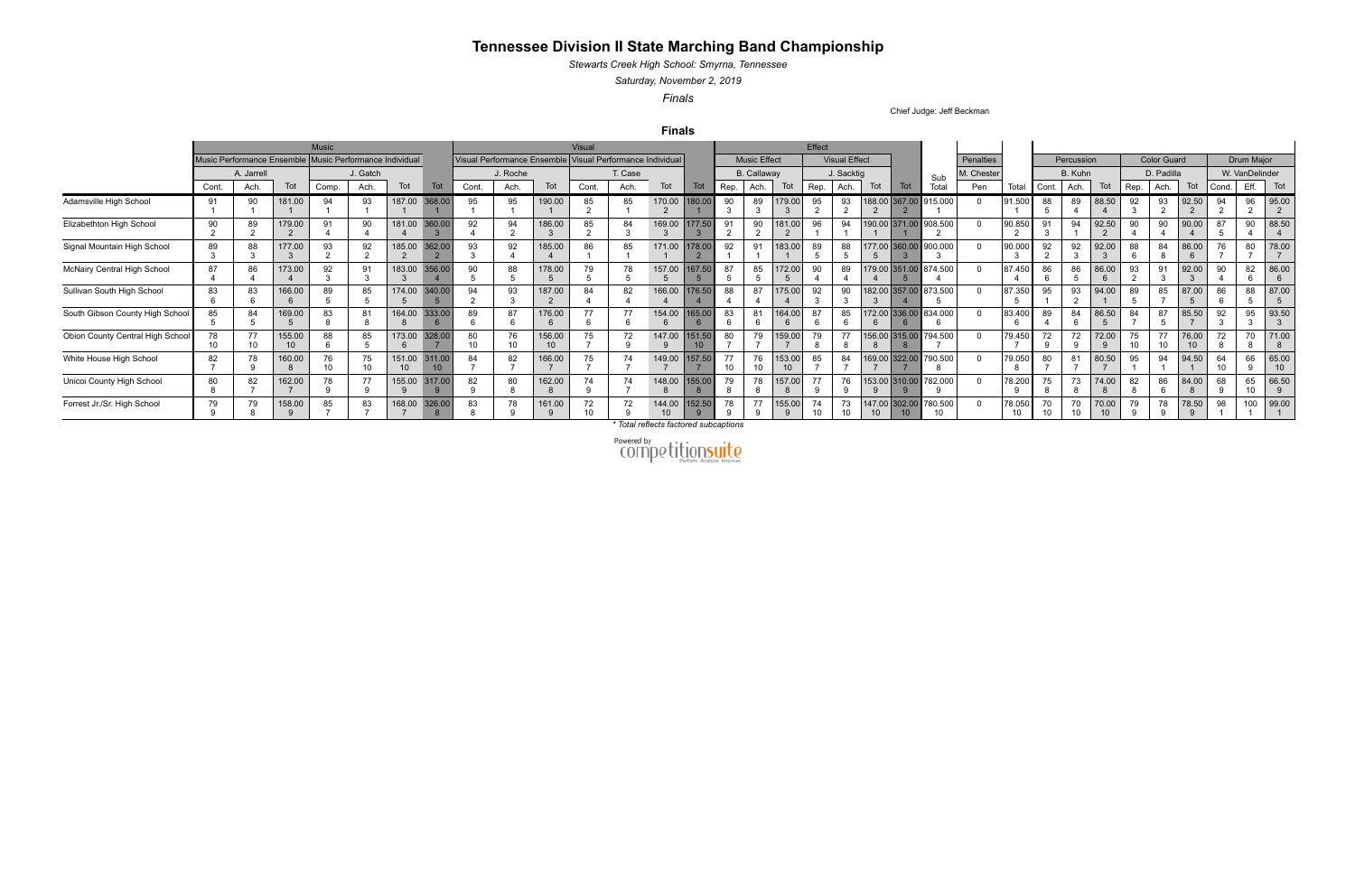# Tennessee Division II State Marching Band Championship

*Stewarts Creek High School: Smyrna, Tennessee*

*Saturday, November 2, 2019*

*Finals*

Chief Judge: Jeff Beckman

## Finals

| | Music | | | | | | | Visual | | | | | | | Effect | | | | | | | | | | | | | | | | | | | |
|---|---|---|---|---|---|---|---|---|---|---|---|---|---|---|---|---|---|---|---|---|---|---|---|---|---|---|---|---|---|---|---|---|---|---|
| | Music Performance Ensemble | | | Music Performance Individual | | | | Visual Performance Ensemble | | | Visual Performance Individual | | | | Music Effect | | | Visual Effect | | | | | Penalties | | Percussion | | | Color Guard | | | Drum Major | | |
| | A. Jarrell | | | J. Gatch | | | | J. Roche | | | T. Case | | | | B. Callaway | | | J. Sacktig | | | | Sub | M. Chester | | B. Kuhn | | | D. Padilla | | | W. VanDelinder | | |
| | Cont. | Ach. | Tot | Comp. | Ach. | Tot | Tot | Cont. | Ach. | Tot | Cont. | Ach. | Tot | Tot | Rep. | Ach. | Tot | Rep. | Ach. | Tot | Tot | Total | Pen | Total | Cont. | Ach. | Tot | Rep. | Ach. | Tot | Cond. | Eff. | Tot |
| Adamsville High School | 91 1 | 90 1 | 181.00 1 | 94 1 | 93 1 | 187.00 1 | 368.00 1 | 95 1 | 95 1 | 190.00 1 | 85 2 | 85 1 | 170.00 2 | 180.00 1 | 90 3 | 89 3 | 179.00 3 | 95 2 | 93 2 | 188.00 2 | 367.00 2 | 915.000 1 | 0 | 91.500 1 | 88 5 | 89 4 | 88.50 4 | 92 3 | 93 2 | 92.50 2 | 94 2 | 96 2 | 95.00 2 |
| Elizabethton High School | 90 2 | 89 2 | 179.00 2 | 91 4 | 90 4 | 181.00 4 | 360.00 3 | 92 4 | 94 2 | 186.00 3 | 85 2 | 84 3 | 169.00 3 | 177.50 3 | 91 2 | 90 2 | 181.00 2 | 96 1 | 94 1 | 190.00 1 | 371.00 1 | 908.500 2 | 0 | 90.850 2 | 91 3 | 94 1 | 92.50 2 | 90 4 | 90 4 | 90.00 4 | 87 5 | 90 4 | 88.50 4 |
| Signal Mountain High School | 89 3 | 88 3 | 177.00 3 | 93 2 | 92 2 | 185.00 2 | 362.00 2 | 93 3 | 92 4 | 185.00 4 | 86 1 | 85 1 | 171.00 1 | 178.00 2 | 92 1 | 91 1 | 183.00 1 | 89 5 | 88 5 | 177.00 5 | 360.00 3 | 900.000 3 | 0 | 90.000 3 | 92 2 | 92 3 | 92.00 3 | 88 6 | 84 8 | 86.00 6 | 76 7 | 80 7 | 78.00 7 |
| McNairy Central High School | 87 4 | 86 4 | 173.00 4 | 92 3 | 91 3 | 183.00 3 | 356.00 4 | 90 5 | 88 5 | 178.00 5 | 79 5 | 78 5 | 157.00 5 | 167.50 5 | 87 5 | 85 5 | 172.00 5 | 90 4 | 89 4 | 179.00 4 | 351.00 5 | 874.500 4 | 0 | 87.450 4 | 86 6 | 86 5 | 86.00 6 | 93 2 | 91 3 | 92.00 3 | 90 4 | 82 6 | 86.00 6 |
| Sullivan South High School | 83 6 | 83 6 | 166.00 6 | 89 5 | 85 5 | 174.00 5 | 340.00 5 | 94 2 | 93 3 | 187.00 2 | 84 4 | 82 4 | 166.00 4 | 176.50 4 | 88 4 | 87 4 | 175.00 4 | 92 3 | 90 3 | 182.00 3 | 357.00 4 | 873.500 5 | 0 | 87.350 5 | 95 1 | 93 2 | 94.00 1 | 89 5 | 85 7 | 87.00 5 | 86 6 | 88 5 | 87.00 5 |
| South Gibson County High School | 85 5 | 84 5 | 169.00 5 | 83 8 | 81 8 | 164.00 8 | 333.00 6 | 89 6 | 87 6 | 176.00 6 | 77 6 | 77 6 | 154.00 6 | 165.00 6 | 83 6 | 81 6 | 164.00 6 | 87 6 | 85 6 | 172.00 6 | 336.00 6 | 834.000 6 | 0 | 83.400 6 | 89 4 | 84 6 | 86.50 5 | 84 7 | 87 5 | 85.50 7 | 92 3 | 95 3 | 93.50 3 |
| Obion County Central High School | 78 10 | 77 10 | 155.00 10 | 88 6 | 85 5 | 173.00 6 | 328.00 7 | 80 10 | 76 10 | 156.00 10 | 75 7 | 72 9 | 147.00 9 | 151.50 10 | 80 7 | 79 7 | 159.00 7 | 79 8 | 77 8 | 156.00 8 | 315.00 8 | 794.500 7 | 0 | 79.450 7 | 72 9 | 72 9 | 72.00 9 | 75 10 | 77 10 | 76.00 10 | 72 8 | 70 8 | 71.00 8 |
| White House High School | 82 7 | 78 9 | 160.00 8 | 76 10 | 75 10 | 151.00 10 | 311.00 10 | 84 7 | 82 7 | 166.00 7 | 75 7 | 74 7 | 149.00 7 | 157.50 7 | 77 10 | 76 10 | 153.00 10 | 85 7 | 84 7 | 169.00 7 | 322.00 7 | 790.500 8 | 0 | 79.050 8 | 80 7 | 81 7 | 80.50 7 | 95 1 | 94 1 | 94.50 1 | 64 10 | 66 9 | 65.00 10 |
| Unicoi County High School | 80 8 | 82 7 | 162.00 7 | 78 9 | 77 9 | 155.00 9 | 317.00 9 | 82 9 | 80 8 | 162.00 8 | 74 9 | 74 7 | 148.00 8 | 155.00 8 | 79 8 | 78 8 | 157.00 8 | 77 9 | 76 9 | 153.00 9 | 310.00 9 | 782.000 9 | 0 | 78.200 9 | 75 8 | 73 8 | 74.00 8 | 82 8 | 86 6 | 84.00 8 | 68 9 | 65 10 | 66.50 9 |
| Forrest Jr./Sr. High School | 79 9 | 79 8 | 158.00 9 | 85 7 | 83 7 | 168.00 7 | 326.00 8 | 83 8 | 78 9 | 161.00 9 | 72 10 | 72 9 | 144.00 10 | 152.50 9 | 78 9 | 77 9 | 155.00 9 | 74 10 | 73 10 | 147.00 10 | 302.00 10 | 780.500 10 | 0 | 78.050 10 | 70 10 | 70 10 | 70.00 10 | 79 9 | 78 9 | 78.50 9 | 98 1 | 100 1 | 99.00 1 |

*\* Total reflects factored subcaptions*

Powered by competitionsuite